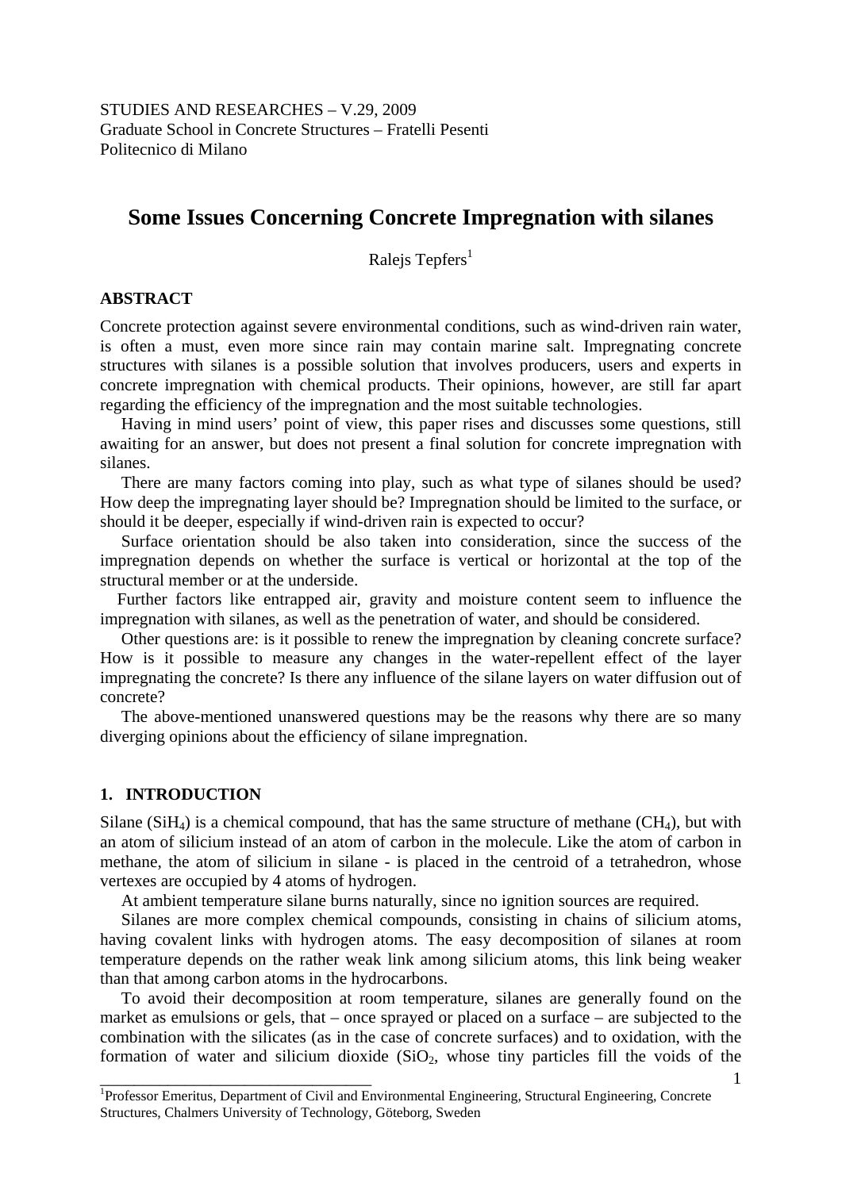STUDIES AND RESEARCHES – V.29, 2009
Graduate School in Concrete Structures – Fratelli Pesenti
Politecnico di Milano

# Some Issues Concerning Concrete Impregnation with silanes

Ralejs Tepfers[1]

## ABSTRACT

Concrete protection against severe environmental conditions, such as wind-driven rain water, is often a must, even more since rain may contain marine salt. Impregnating concrete structures with silanes is a possible solution that involves producers, users and experts in concrete impregnation with chemical products. Their opinions, however, are still far apart regarding the efficiency of the impregnation and the most suitable technologies.

Having in mind users' point of view, this paper rises and discusses some questions, still awaiting for an answer, but does not present a final solution for concrete impregnation with silanes.

There are many factors coming into play, such as what type of silanes should be used? How deep the impregnating layer should be? Impregnation should be limited to the surface, or should it be deeper, especially if wind-driven rain is expected to occur?

Surface orientation should be also taken into consideration, since the success of the impregnation depends on whether the surface is vertical or horizontal at the top of the structural member or at the underside.

Further factors like entrapped air, gravity and moisture content seem to influence the impregnation with silanes, as well as the penetration of water, and should be considered.

Other questions are: is it possible to renew the impregnation by cleaning concrete surface? How is it possible to measure any changes in the water-repellent effect of the layer impregnating the concrete? Is there any influence of the silane layers on water diffusion out of concrete?

The above-mentioned unanswered questions may be the reasons why there are so many diverging opinions about the efficiency of silane impregnation.

## 1. INTRODUCTION

Silane ($SiH_4$) is a chemical compound, that has the same structure of methane ($CH_4$), but with an atom of silicium instead of an atom of carbon in the molecule. Like the atom of carbon in methane, the atom of silicium in silane - is placed in the centroid of a tetrahedron, whose vertexes are occupied by 4 atoms of hydrogen.

At ambient temperature silane burns naturally, since no ignition sources are required.

Silanes are more complex chemical compounds, consisting in chains of silicium atoms, having covalent links with hydrogen atoms. The easy decomposition of silanes at room temperature depends on the rather weak link among silicium atoms, this link being weaker than that among carbon atoms in the hydrocarbons.

To avoid their decomposition at room temperature, silanes are generally found on the market as emulsions or gels, that – once sprayed or placed on a surface – are subjected to the combination with the silicates (as in the case of concrete surfaces) and to oxidation, with the formation of water and silicium dioxide ($SiO_2$, whose tiny particles fill the voids of the

[1]Professor Emeritus, Department of Civil and Environmental Engineering, Structural Engineering, Concrete Structures, Chalmers University of Technology, Göteborg, Sweden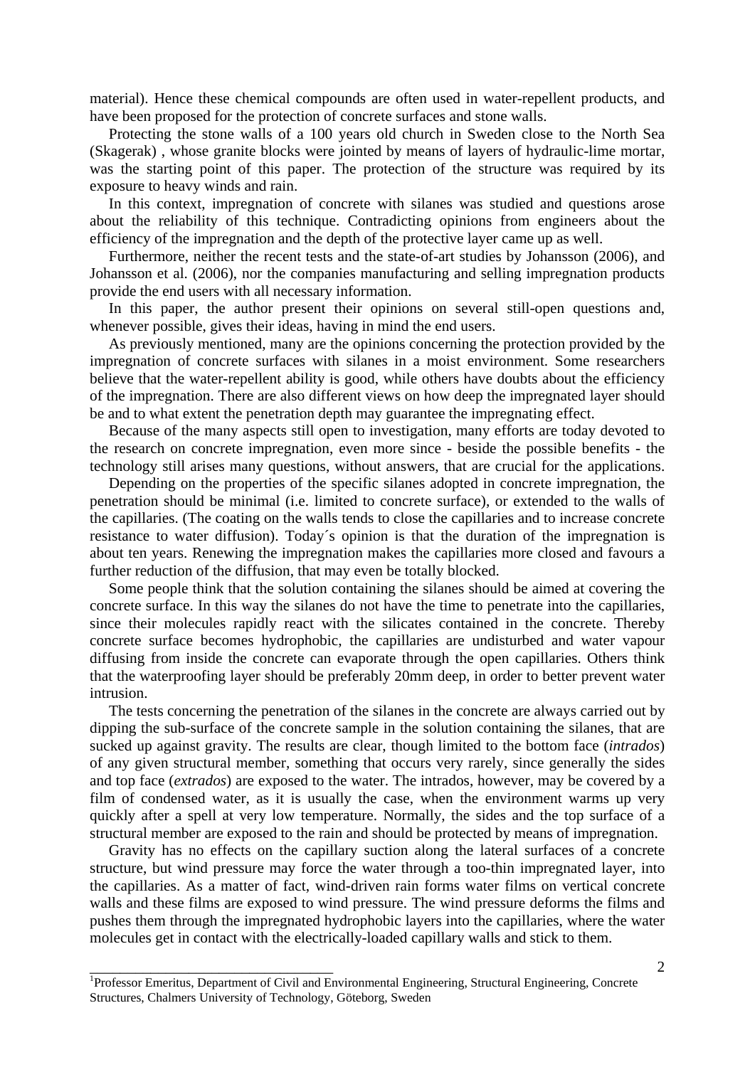material). Hence these chemical compounds are often used in water-repellent products, and have been proposed for the protection of concrete surfaces and stone walls.

Protecting the stone walls of a 100 years old church in Sweden close to the North Sea (Skagerak) , whose granite blocks were jointed by means of layers of hydraulic-lime mortar, was the starting point of this paper. The protection of the structure was required by its exposure to heavy winds and rain.

In this context, impregnation of concrete with silanes was studied and questions arose about the reliability of this technique. Contradicting opinions from engineers about the efficiency of the impregnation and the depth of the protective layer came up as well.

Furthermore, neither the recent tests and the state-of-art studies by Johansson (2006), and Johansson et al. (2006), nor the companies manufacturing and selling impregnation products provide the end users with all necessary information.

In this paper, the author present their opinions on several still-open questions and, whenever possible, gives their ideas, having in mind the end users.

As previously mentioned, many are the opinions concerning the protection provided by the impregnation of concrete surfaces with silanes in a moist environment. Some researchers believe that the water-repellent ability is good, while others have doubts about the efficiency of the impregnation. There are also different views on how deep the impregnated layer should be and to what extent the penetration depth may guarantee the impregnating effect.

Because of the many aspects still open to investigation, many efforts are today devoted to the research on concrete impregnation, even more since - beside the possible benefits - the technology still arises many questions, without answers, that are crucial for the applications.

Depending on the properties of the specific silanes adopted in concrete impregnation, the penetration should be minimal (i.e. limited to concrete surface), or extended to the walls of the capillaries. (The coating on the walls tends to close the capillaries and to increase concrete resistance to water diffusion). Today´s opinion is that the duration of the impregnation is about ten years. Renewing the impregnation makes the capillaries more closed and favours a further reduction of the diffusion, that may even be totally blocked.

Some people think that the solution containing the silanes should be aimed at covering the concrete surface. In this way the silanes do not have the time to penetrate into the capillaries, since their molecules rapidly react with the silicates contained in the concrete. Thereby concrete surface becomes hydrophobic, the capillaries are undisturbed and water vapour diffusing from inside the concrete can evaporate through the open capillaries. Others think that the waterproofing layer should be preferably 20mm deep, in order to better prevent water intrusion.

The tests concerning the penetration of the silanes in the concrete are always carried out by dipping the sub-surface of the concrete sample in the solution containing the silanes, that are sucked up against gravity. The results are clear, though limited to the bottom face (*intrados*) of any given structural member, something that occurs very rarely, since generally the sides and top face (*extrados*) are exposed to the water. The intrados, however, may be covered by a film of condensed water, as it is usually the case, when the environment warms up very quickly after a spell at very low temperature. Normally, the sides and the top surface of a structural member are exposed to the rain and should be protected by means of impregnation.

Gravity has no effects on the capillary suction along the lateral surfaces of a concrete structure, but wind pressure may force the water through a too-thin impregnated layer, into the capillaries. As a matter of fact, wind-driven rain forms water films on vertical concrete walls and these films are exposed to wind pressure. The wind pressure deforms the films and pushes them through the impregnated hydrophobic layers into the capillaries, where the water molecules get in contact with the electrically-loaded capillary walls and stick to them.

---

[1]Professor Emeritus, Department of Civil and Environmental Engineering, Structural Engineering, Concrete Structures, Chalmers University of Technology, Göteborg, Sweden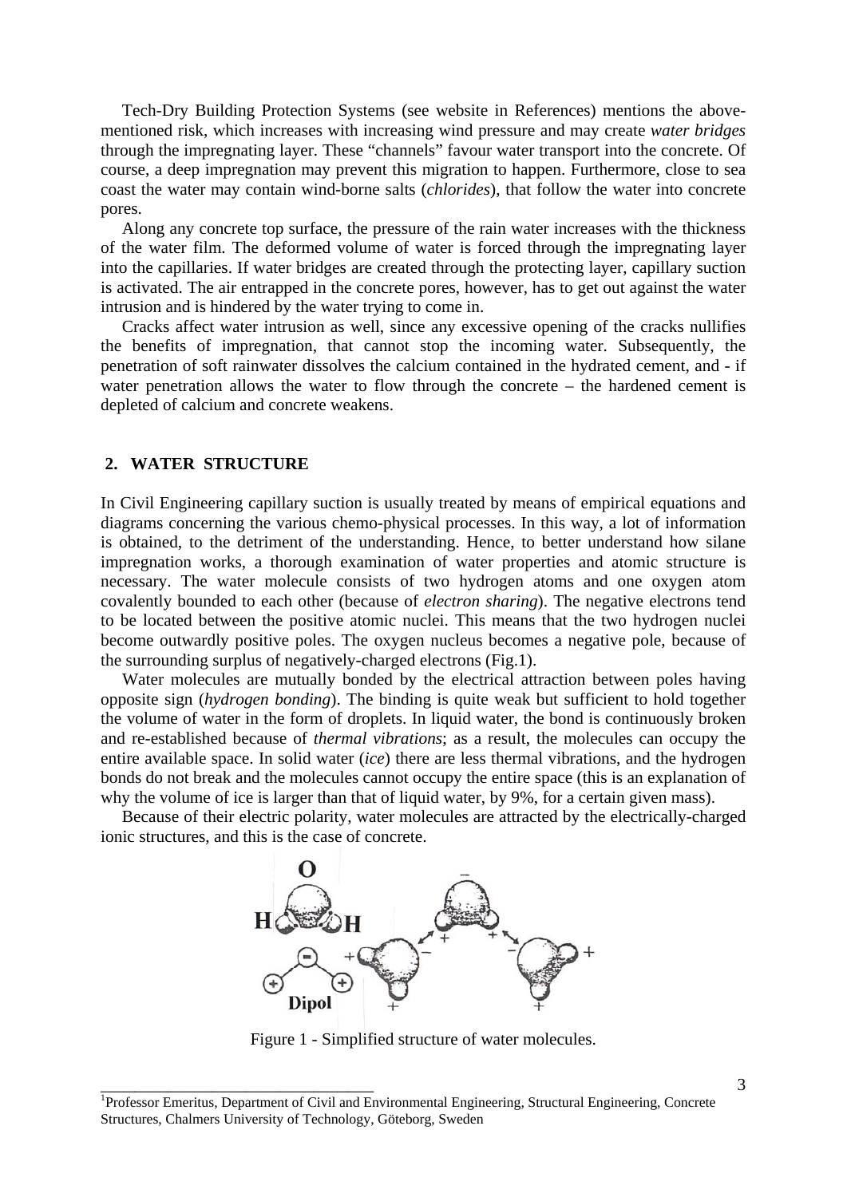Tech-Dry Building Protection Systems (see website in References) mentions the above-mentioned risk, which increases with increasing wind pressure and may create *water bridges* through the impregnating layer. These "channels" favour water transport into the concrete. Of course, a deep impregnation may prevent this migration to happen. Furthermore, close to sea coast the water may contain wind-borne salts (*chlorides*), that follow the water into concrete pores.

Along any concrete top surface, the pressure of the rain water increases with the thickness of the water film. The deformed volume of water is forced through the impregnating layer into the capillaries. If water bridges are created through the protecting layer, capillary suction is activated. The air entrapped in the concrete pores, however, has to get out against the water intrusion and is hindered by the water trying to come in.

Cracks affect water intrusion as well, since any excessive opening of the cracks nullifies the benefits of impregnation, that cannot stop the incoming water. Subsequently, the penetration of soft rainwater dissolves the calcium contained in the hydrated cement, and - if water penetration allows the water to flow through the concrete – the hardened cement is depleted of calcium and concrete weakens.

## 2. WATER STRUCTURE

In Civil Engineering capillary suction is usually treated by means of empirical equations and diagrams concerning the various chemo-physical processes. In this way, a lot of information is obtained, to the detriment of the understanding. Hence, to better understand how silane impregnation works, a thorough examination of water properties and atomic structure is necessary. The water molecule consists of two hydrogen atoms and one oxygen atom covalently bounded to each other (because of *electron sharing*). The negative electrons tend to be located between the positive atomic nuclei. This means that the two hydrogen nuclei become outwardly positive poles. The oxygen nucleus becomes a negative pole, because of the surrounding surplus of negatively-charged electrons (Fig.1).

Water molecules are mutually bonded by the electrical attraction between poles having opposite sign (*hydrogen bonding*). The binding is quite weak but sufficient to hold together the volume of water in the form of droplets. In liquid water, the bond is continuously broken and re-established because of *thermal vibrations*; as a result, the molecules can occupy the entire available space. In solid water (*ice*) there are less thermal vibrations, and the hydrogen bonds do not break and the molecules cannot occupy the entire space (this is an explanation of why the volume of ice is larger than that of liquid water, by 9%, for a certain given mass).

Because of their electric polarity, water molecules are attracted by the electrically-charged ionic structures, and this is the case of concrete.

Figure 1 - Simplified structure of water molecules.

---

[1]Professor Emeritus, Department of Civil and Environmental Engineering, Structural Engineering, Concrete Structures, Chalmers University of Technology, Göteborg, Sweden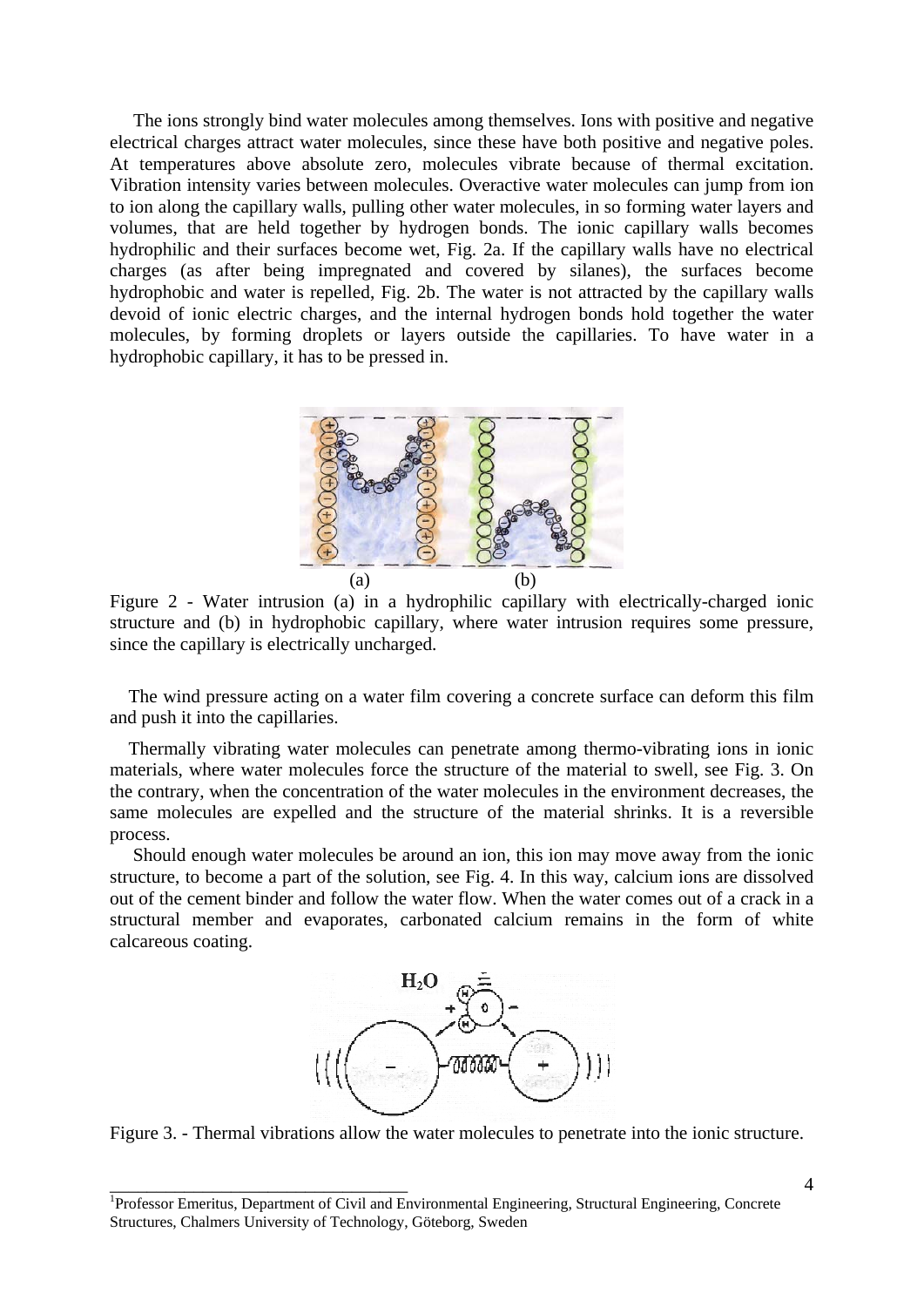The ions strongly bind water molecules among themselves. Ions with positive and negative electrical charges attract water molecules, since these have both positive and negative poles. At temperatures above absolute zero, molecules vibrate because of thermal excitation. Vibration intensity varies between molecules. Overactive water molecules can jump from ion to ion along the capillary walls, pulling other water molecules, in so forming water layers and volumes, that are held together by hydrogen bonds. The ionic capillary walls becomes hydrophilic and their surfaces become wet, Fig. 2a. If the capillary walls have no electrical charges (as after being impregnated and covered by silanes), the surfaces become hydrophobic and water is repelled, Fig. 2b. The water is not attracted by the capillary walls devoid of ionic electric charges, and the internal hydrogen bonds hold together the water molecules, by forming droplets or layers outside the capillaries. To have water in a hydrophobic capillary, it has to be pressed in.

(a) (b)

Figure 2 - Water intrusion (a) in a hydrophilic capillary with electrically-charged ionic structure and (b) in hydrophobic capillary, where water intrusion requires some pressure, since the capillary is electrically uncharged.

The wind pressure acting on a water film covering a concrete surface can deform this film and push it into the capillaries.

Thermally vibrating water molecules can penetrate among thermo-vibrating ions in ionic materials, where water molecules force the structure of the material to swell, see Fig. 3. On the contrary, when the concentration of the water molecules in the environment decreases, the same molecules are expelled and the structure of the material shrinks. It is a reversible process.

Should enough water molecules be around an ion, this ion may move away from the ionic structure, to become a part of the solution, see Fig. 4. In this way, calcium ions are dissolved out of the cement binder and follow the water flow. When the water comes out of a crack in a structural member and evaporates, carbonated calcium remains in the form of white calcareous coating.

Figure 3. - Thermal vibrations allow the water molecules to penetrate into the ionic structure.

---

[1]Professor Emeritus, Department of Civil and Environmental Engineering, Structural Engineering, Concrete Structures, Chalmers University of Technology, Göteborg, Sweden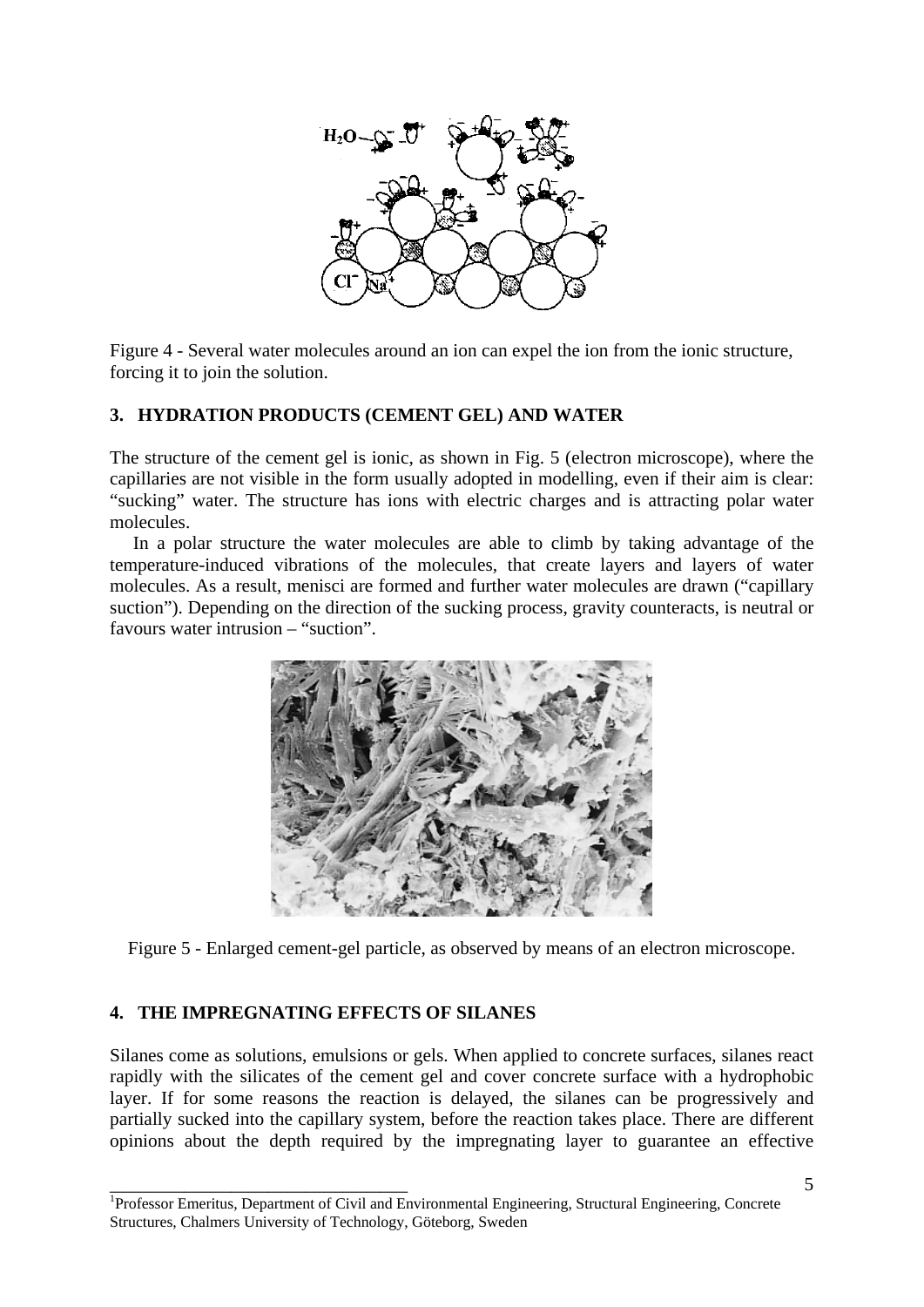Figure 4 - Several water molecules around an ion can expel the ion from the ionic structure, forcing it to join the solution.

## 3. HYDRATION PRODUCTS (CEMENT GEL) AND WATER

The structure of the cement gel is ionic, as shown in Fig. 5 (electron microscope), where the capillaries are not visible in the form usually adopted in modelling, even if their aim is clear: "sucking" water. The structure has ions with electric charges and is attracting polar water molecules.

In a polar structure the water molecules are able to climb by taking advantage of the temperature-induced vibrations of the molecules, that create layers and layers of water molecules. As a result, menisci are formed and further water molecules are drawn ("capillary suction"). Depending on the direction of the sucking process, gravity counteracts, is neutral or favours water intrusion – "suction".

Figure 5 - Enlarged cement-gel particle, as observed by means of an electron microscope.

## 4. THE IMPREGNATING EFFECTS OF SILANES

Silanes come as solutions, emulsions or gels. When applied to concrete surfaces, silanes react rapidly with the silicates of the cement gel and cover concrete surface with a hydrophobic layer. If for some reasons the reaction is delayed, the silanes can be progressively and partially sucked into the capillary system, before the reaction takes place. There are different opinions about the depth required by the impregnating layer to guarantee an effective

[1]Professor Emeritus, Department of Civil and Environmental Engineering, Structural Engineering, Concrete Structures, Chalmers University of Technology, Göteborg, Sweden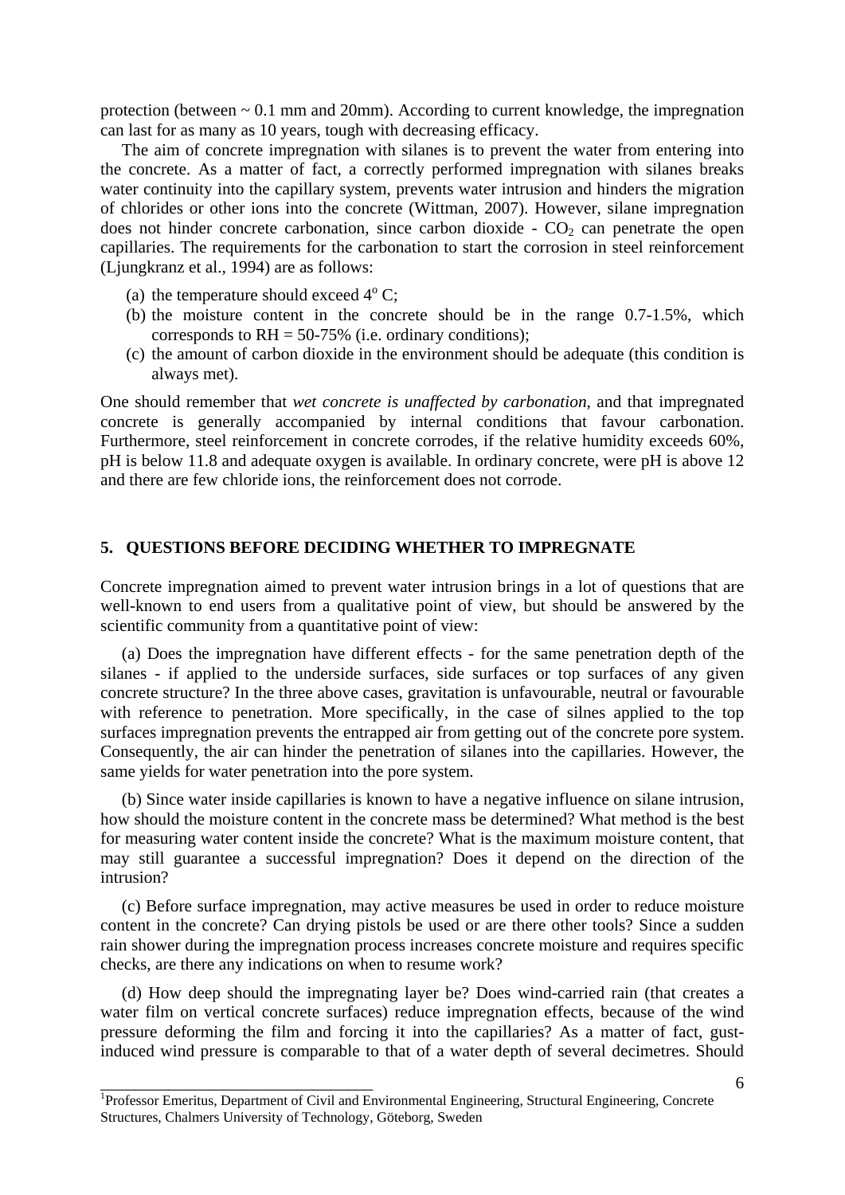protection (between ~ 0.1 mm and 20mm). According to current knowledge, the impregnation can last for as many as 10 years, tough with decreasing efficacy.

The aim of concrete impregnation with silanes is to prevent the water from entering into the concrete. As a matter of fact, a correctly performed impregnation with silanes breaks water continuity into the capillary system, prevents water intrusion and hinders the migration of chlorides or other ions into the concrete (Wittman, 2007). However, silane impregnation does not hinder concrete carbonation, since carbon dioxide - $CO_2$ can penetrate the open capillaries. The requirements for the carbonation to start the corrosion in steel reinforcement (Ljungkranz et al., 1994) are as follows:

(a) the temperature should exceed $4^o$ C;
(b) the moisture content in the concrete should be in the range 0.7-1.5%, which corresponds to RH = 50-75% (i.e. ordinary conditions);
(c) the amount of carbon dioxide in the environment should be adequate (this condition is always met).

One should remember that *wet concrete is unaffected by carbonation*, and that impregnated concrete is generally accompanied by internal conditions that favour carbonation. Furthermore, steel reinforcement in concrete corrodes, if the relative humidity exceeds 60%, pH is below 11.8 and adequate oxygen is available. In ordinary concrete, were pH is above 12 and there are few chloride ions, the reinforcement does not corrode.

## 5. QUESTIONS BEFORE DECIDING WHETHER TO IMPREGNATE

Concrete impregnation aimed to prevent water intrusion brings in a lot of questions that are well-known to end users from a qualitative point of view, but should be answered by the scientific community from a quantitative point of view:

(a) Does the impregnation have different effects - for the same penetration depth of the silanes - if applied to the underside surfaces, side surfaces or top surfaces of any given concrete structure? In the three above cases, gravitation is unfavourable, neutral or favourable with reference to penetration. More specifically, in the case of silnes applied to the top surfaces impregnation prevents the entrapped air from getting out of the concrete pore system. Consequently, the air can hinder the penetration of silanes into the capillaries. However, the same yields for water penetration into the pore system.

(b) Since water inside capillaries is known to have a negative influence on silane intrusion, how should the moisture content in the concrete mass be determined? What method is the best for measuring water content inside the concrete? What is the maximum moisture content, that may still guarantee a successful impregnation? Does it depend on the direction of the intrusion?

(c) Before surface impregnation, may active measures be used in order to reduce moisture content in the concrete? Can drying pistols be used or are there other tools? Since a sudden rain shower during the impregnation process increases concrete moisture and requires specific checks, are there any indications on when to resume work?

(d) How deep should the impregnating layer be? Does wind-carried rain (that creates a water film on vertical concrete surfaces) reduce impregnation effects, because of the wind pressure deforming the film and forcing it into the capillaries? As a matter of fact, gust-induced wind pressure is comparable to that of a water depth of several decimetres. Should

[1]Professor Emeritus, Department of Civil and Environmental Engineering, Structural Engineering, Concrete Structures, Chalmers University of Technology, Göteborg, Sweden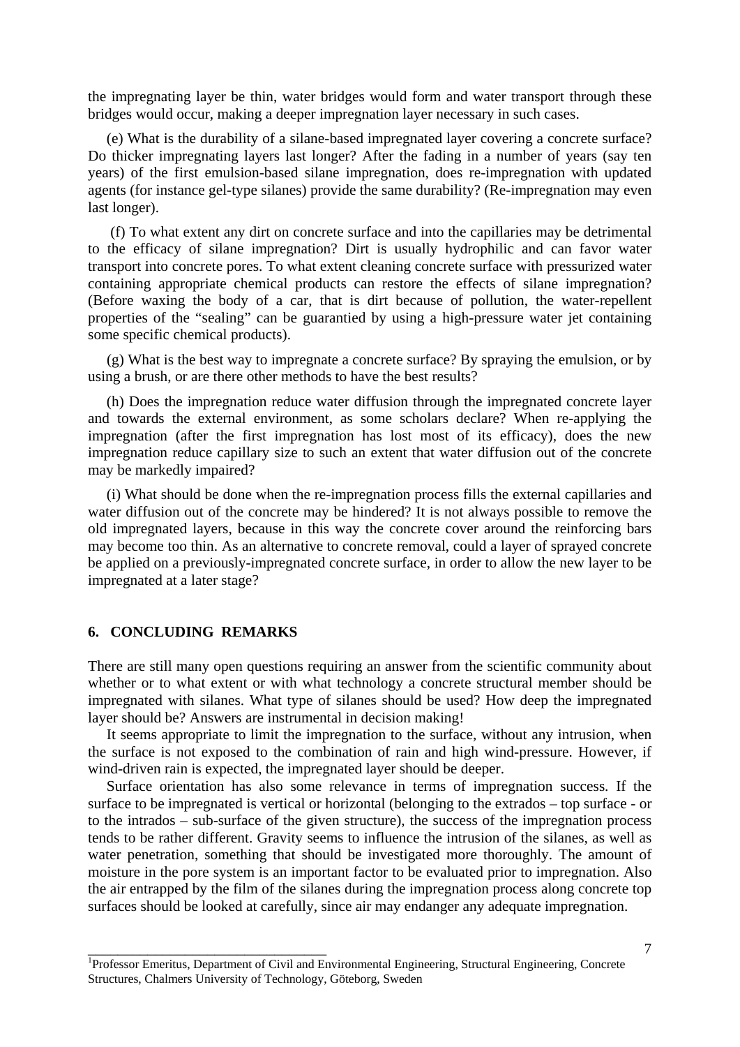the impregnating layer be thin, water bridges would form and water transport through these bridges would occur, making a deeper impregnation layer necessary in such cases.

(e) What is the durability of a silane-based impregnated layer covering a concrete surface? Do thicker impregnating layers last longer? After the fading in a number of years (say ten years) of the first emulsion-based silane impregnation, does re-impregnation with updated agents (for instance gel-type silanes) provide the same durability? (Re-impregnation may even last longer).

(f) To what extent any dirt on concrete surface and into the capillaries may be detrimental to the efficacy of silane impregnation? Dirt is usually hydrophilic and can favor water transport into concrete pores. To what extent cleaning concrete surface with pressurized water containing appropriate chemical products can restore the effects of silane impregnation? (Before waxing the body of a car, that is dirt because of pollution, the water-repellent properties of the "sealing" can be guarantied by using a high-pressure water jet containing some specific chemical products).

(g) What is the best way to impregnate a concrete surface? By spraying the emulsion, or by using a brush, or are there other methods to have the best results?

(h) Does the impregnation reduce water diffusion through the impregnated concrete layer and towards the external environment, as some scholars declare? When re-applying the impregnation (after the first impregnation has lost most of its efficacy), does the new impregnation reduce capillary size to such an extent that water diffusion out of the concrete may be markedly impaired?

(i) What should be done when the re-impregnation process fills the external capillaries and water diffusion out of the concrete may be hindered? It is not always possible to remove the old impregnated layers, because in this way the concrete cover around the reinforcing bars may become too thin. As an alternative to concrete removal, could a layer of sprayed concrete be applied on a previously-impregnated concrete surface, in order to allow the new layer to be impregnated at a later stage?

## 6. CONCLUDING REMARKS

There are still many open questions requiring an answer from the scientific community about whether or to what extent or with what technology a concrete structural member should be impregnated with silanes. What type of silanes should be used? How deep the impregnated layer should be? Answers are instrumental in decision making!

It seems appropriate to limit the impregnation to the surface, without any intrusion, when the surface is not exposed to the combination of rain and high wind-pressure. However, if wind-driven rain is expected, the impregnated layer should be deeper.

Surface orientation has also some relevance in terms of impregnation success. If the surface to be impregnated is vertical or horizontal (belonging to the extrados – top surface - or to the intrados – sub-surface of the given structure), the success of the impregnation process tends to be rather different. Gravity seems to influence the intrusion of the silanes, as well as water penetration, something that should be investigated more thoroughly. The amount of moisture in the pore system is an important factor to be evaluated prior to impregnation. Also the air entrapped by the film of the silanes during the impregnation process along concrete top surfaces should be looked at carefully, since air may endanger any adequate impregnation.

---

[1]Professor Emeritus, Department of Civil and Environmental Engineering, Structural Engineering, Concrete Structures, Chalmers University of Technology, Göteborg, Sweden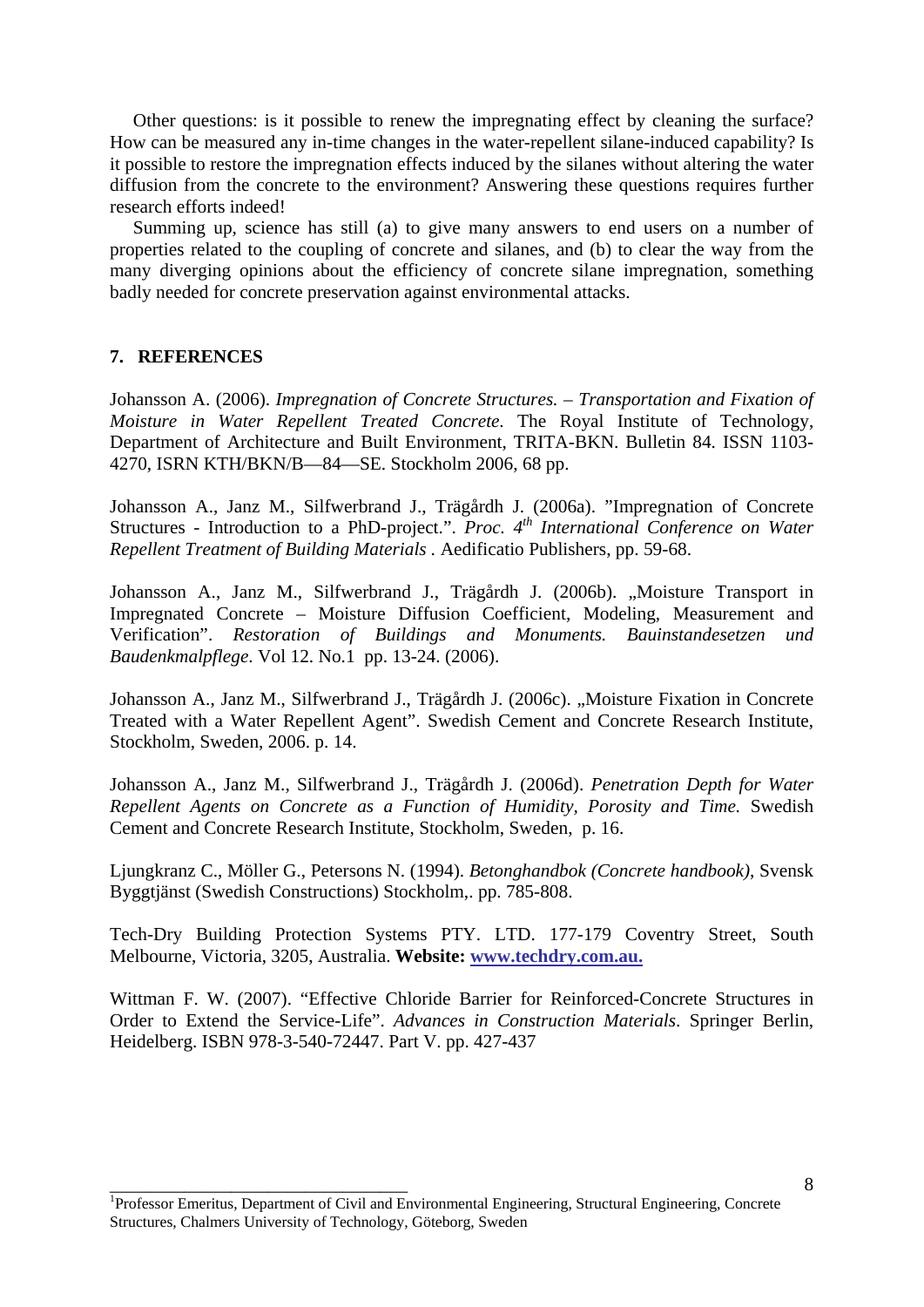Other questions: is it possible to renew the impregnating effect by cleaning the surface? How can be measured any in-time changes in the water-repellent silane-induced capability? Is it possible to restore the impregnation effects induced by the silanes without altering the water diffusion from the concrete to the environment? Answering these questions requires further research efforts indeed!

Summing up, science has still (a) to give many answers to end users on a number of properties related to the coupling of concrete and silanes, and (b) to clear the way from the many diverging opinions about the efficiency of concrete silane impregnation, something badly needed for concrete preservation against environmental attacks.

## 7. REFERENCES

Johansson A. (2006). *Impregnation of Concrete Structures. – Transportation and Fixation of Moisture in Water Repellent Treated Concrete.* The Royal Institute of Technology, Department of Architecture and Built Environment, TRITA-BKN. Bulletin 84. ISSN 1103-4270, ISRN KTH/BKN/B—84—SE. Stockholm 2006, 68 pp.

Johansson A., Janz M., Silfwerbrand J., Trägårdh J. (2006a). "Impregnation of Concrete Structures - Introduction to a PhD-project.". *Proc. 4th International Conference on Water Repellent Treatment of Building Materials* . Aedificatio Publishers, pp. 59-68.

Johansson A., Janz M., Silfwerbrand J., Trägårdh J. (2006b). „Moisture Transport in Impregnated Concrete – Moisture Diffusion Coefficient, Modeling, Measurement and Verification". *Restoration of Buildings and Monuments. Bauinstandesetzen und Baudenkmalpflege*. Vol 12. No.1 pp. 13-24. (2006).

Johansson A., Janz M., Silfwerbrand J., Trägårdh J. (2006c). „Moisture Fixation in Concrete Treated with a Water Repellent Agent". Swedish Cement and Concrete Research Institute, Stockholm, Sweden, 2006. p. 14.

Johansson A., Janz M., Silfwerbrand J., Trägårdh J. (2006d). *Penetration Depth for Water Repellent Agents on Concrete as a Function of Humidity, Porosity and Time.* Swedish Cement and Concrete Research Institute, Stockholm, Sweden, p. 16.

Ljungkranz C., Möller G., Petersons N. (1994). *Betonghandbok (Concrete handbook)*, Svensk Byggtjänst (Swedish Constructions) Stockholm,. pp. 785-808.

Tech-Dry Building Protection Systems PTY. LTD. 177-179 Coventry Street, South Melbourne, Victoria, 3205, Australia. **Website: www.techdry.com.au.**

Wittman F. W. (2007). "Effective Chloride Barrier for Reinforced-Concrete Structures in Order to Extend the Service-Life". *Advances in Construction Materials*. Springer Berlin, Heidelberg. ISBN 978-3-540-72447. Part V. pp. 427-437

[1]Professor Emeritus, Department of Civil and Environmental Engineering, Structural Engineering, Concrete Structures, Chalmers University of Technology, Göteborg, Sweden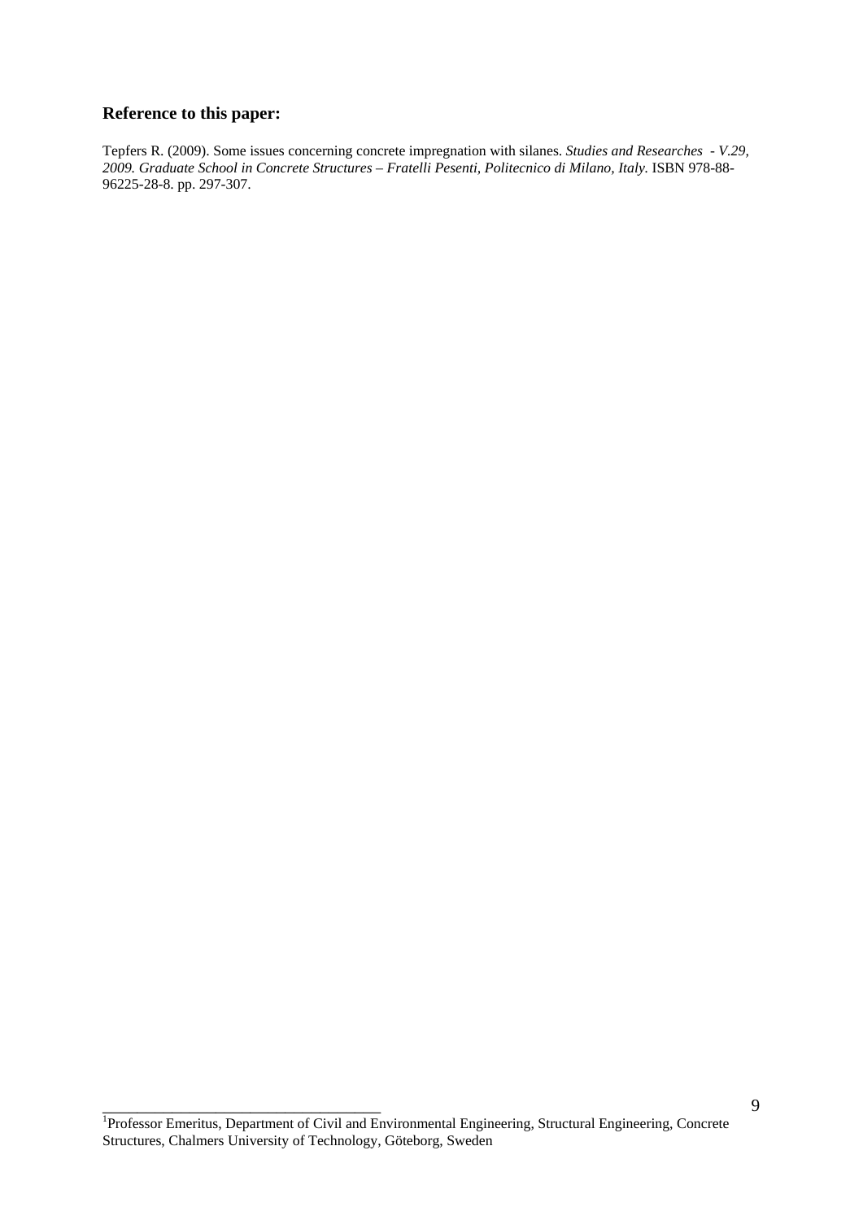## Reference to this paper:

Tepfers R. (2009). Some issues concerning concrete impregnation with silanes. *Studies and Researches - V.29, 2009. Graduate School in Concrete Structures – Fratelli Pesenti, Politecnico di Milano, Italy.* ISBN 978-88-96225-28-8. pp. 297-307.

---

[1]Professor Emeritus, Department of Civil and Environmental Engineering, Structural Engineering, Concrete Structures, Chalmers University of Technology, Göteborg, Sweden